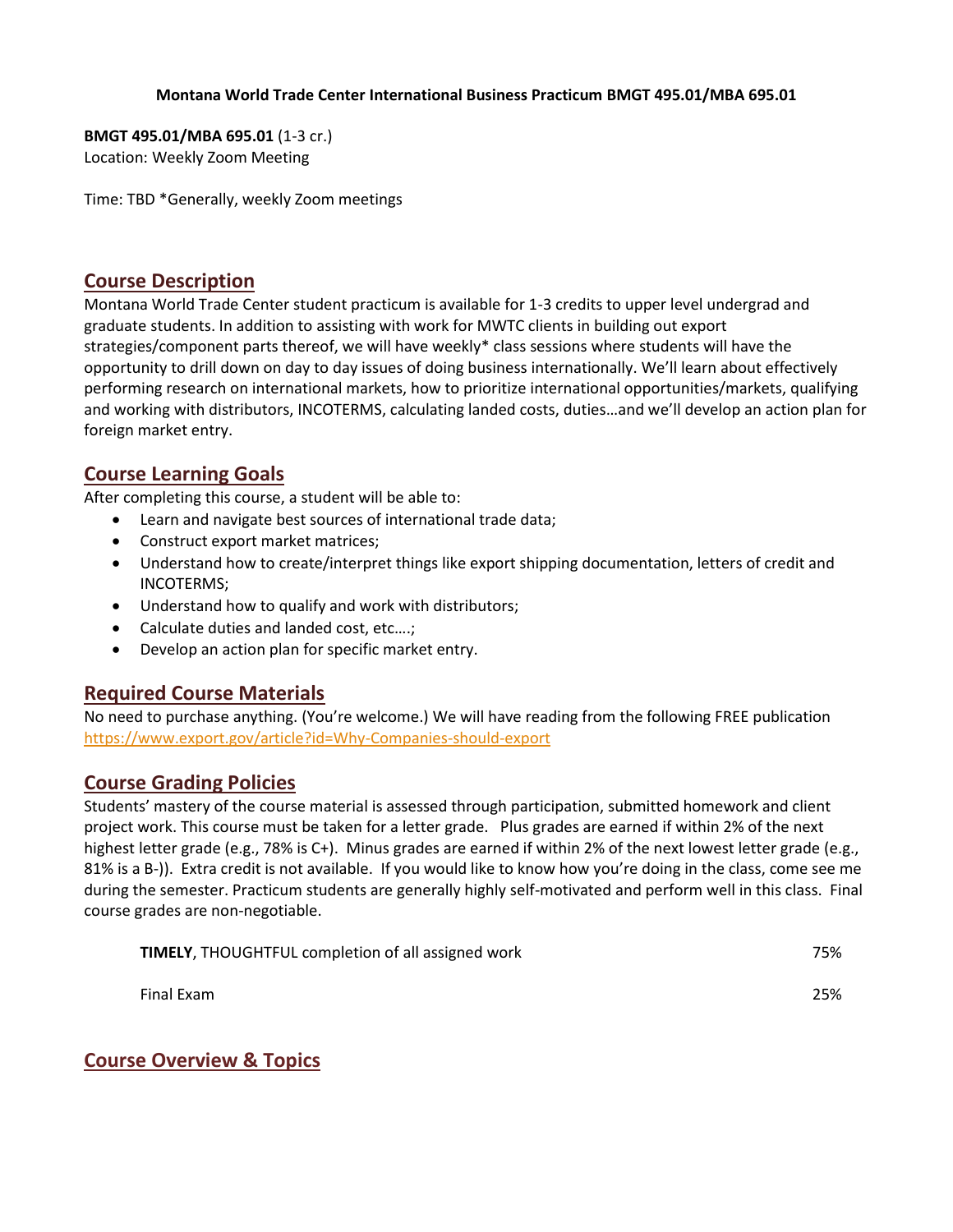**Montana World Trade Center International Business Practicum BMGT 495.01/MBA 695.01**

**BMGT 495.01/MBA 695.01** (1-3 cr.)
Location: Weekly Zoom Meeting

Time: TBD *Generally, weekly Zoom meetings

## Course Description

Montana World Trade Center student practicum is available for 1-3 credits to upper level undergrad and graduate students. In addition to assisting with work for MWTC clients in building out export strategies/component parts thereof, we will have weekly* class sessions where students will have the opportunity to drill down on day to day issues of doing business internationally. We'll learn about effectively performing research on international markets, how to prioritize international opportunities/markets, qualifying and working with distributors, INCOTERMS, calculating landed costs, duties…and we'll develop an action plan for foreign market entry.

## Course Learning Goals

After completing this course, a student will be able to:

- Learn and navigate best sources of international trade data;
- Construct export market matrices;
- Understand how to create/interpret things like export shipping documentation, letters of credit and INCOTERMS;
- Understand how to qualify and work with distributors;
- Calculate duties and landed cost, etc….;
- Develop an action plan for specific market entry.

## Required Course Materials

No need to purchase anything. (You're welcome.) We will have reading from the following FREE publication https://www.export.gov/article?id=Why-Companies-should-export

## Course Grading Policies

Students' mastery of the course material is assessed through participation, submitted homework and client project work. This course must be taken for a letter grade. Plus grades are earned if within 2% of the next highest letter grade (e.g., 78% is C+). Minus grades are earned if within 2% of the next lowest letter grade (e.g., 81% is a B-)). Extra credit is not available. If you would like to know how you're doing in the class, come see me during the semester. Practicum students are generally highly self-motivated and perform well in this class. Final course grades are non-negotiable.

| | |
|---|---|
| **TIMELY**, THOUGHTFUL completion of all assigned work | 75% |
| Final Exam | 25% |

## Course Overview & Topics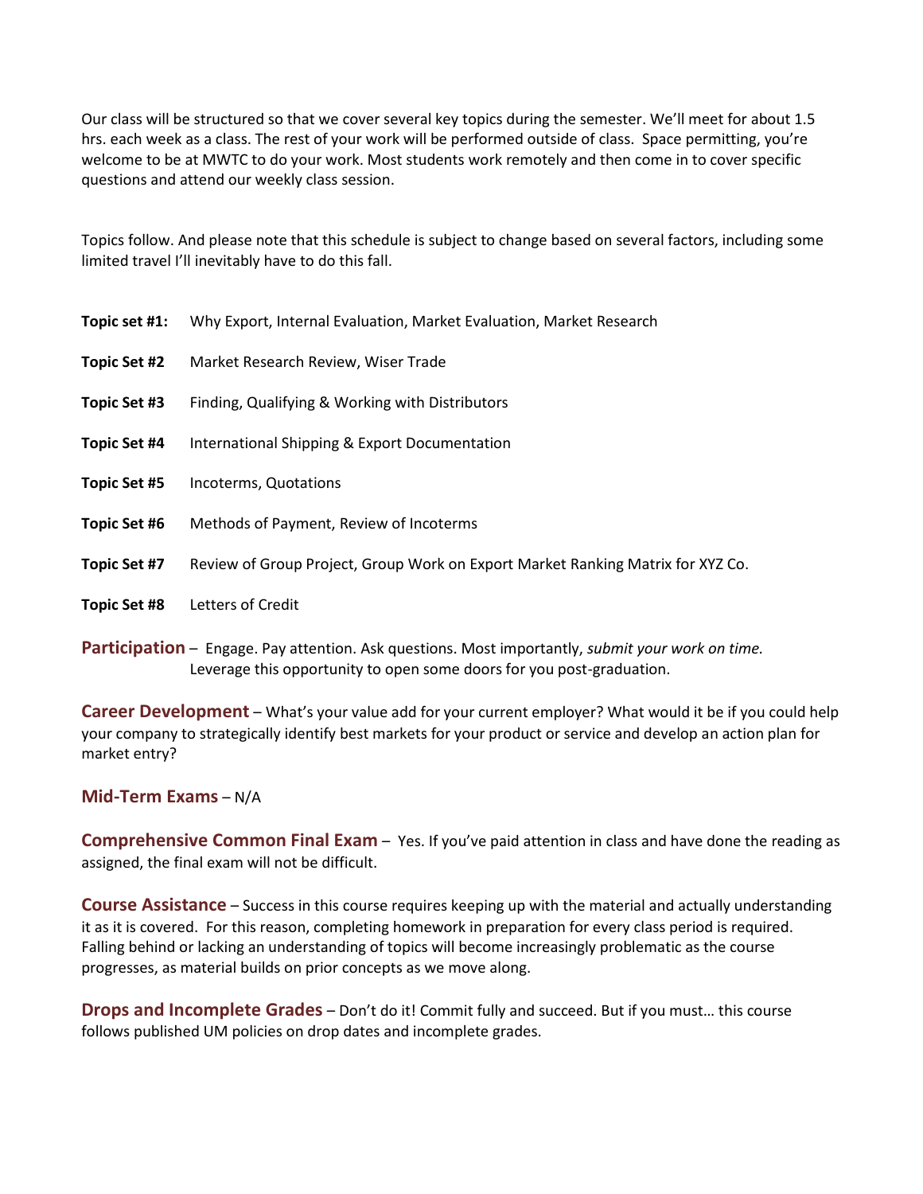Our class will be structured so that we cover several key topics during the semester. We'll meet for about 1.5 hrs. each week as a class. The rest of your work will be performed outside of class. Space permitting, you're welcome to be at MWTC to do your work. Most students work remotely and then come in to cover specific questions and attend our weekly class session.

Topics follow. And please note that this schedule is subject to change based on several factors, including some limited travel I'll inevitably have to do this fall.

**Topic set #1:** Why Export, Internal Evaluation, Market Evaluation, Market Research

**Topic Set #2** Market Research Review, Wiser Trade

**Topic Set #3** Finding, Qualifying & Working with Distributors

**Topic Set #4** International Shipping & Export Documentation

**Topic Set #5** Incoterms, Quotations

**Topic Set #6** Methods of Payment, Review of Incoterms

**Topic Set #7** Review of Group Project, Group Work on Export Market Ranking Matrix for XYZ Co.

**Topic Set #8** Letters of Credit

**Participation** – Engage. Pay attention. Ask questions. Most importantly, *submit your work on time.* Leverage this opportunity to open some doors for you post-graduation.

**Career Development** – What's your value add for your current employer? What would it be if you could help your company to strategically identify best markets for your product or service and develop an action plan for market entry?

**Mid-Term Exams** – N/A

**Comprehensive Common Final Exam** – Yes. If you've paid attention in class and have done the reading as assigned, the final exam will not be difficult.

**Course Assistance** – Success in this course requires keeping up with the material and actually understanding it as it is covered. For this reason, completing homework in preparation for every class period is required. Falling behind or lacking an understanding of topics will become increasingly problematic as the course progresses, as material builds on prior concepts as we move along.

**Drops and Incomplete Grades** – Don't do it! Commit fully and succeed. But if you must… this course follows published UM policies on drop dates and incomplete grades.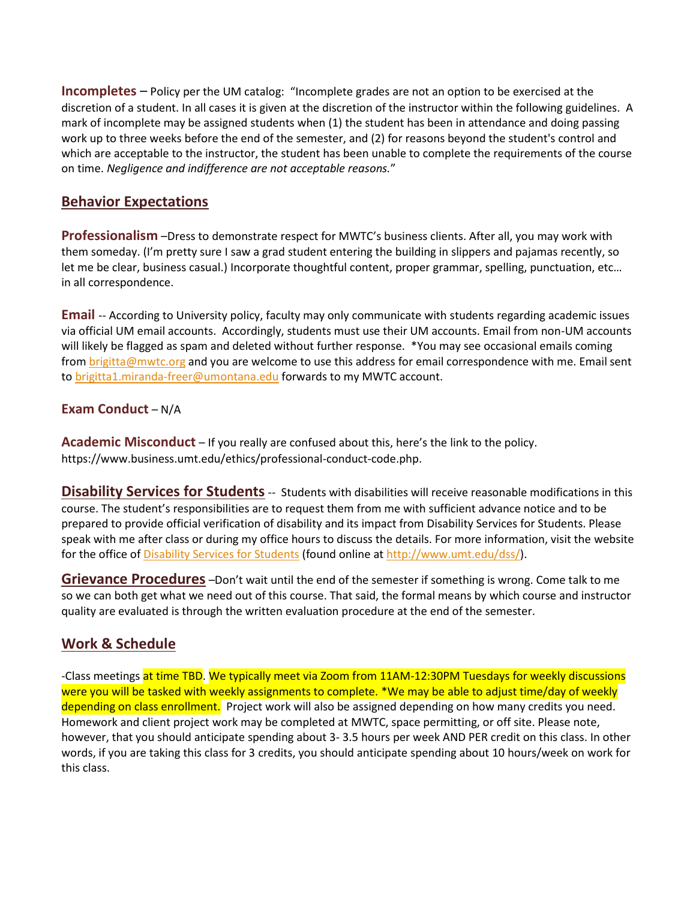**Incompletes** – Policy per the UM catalog: "Incomplete grades are not an option to be exercised at the discretion of a student. In all cases it is given at the discretion of the instructor within the following guidelines. A mark of incomplete may be assigned students when (1) the student has been in attendance and doing passing work up to three weeks before the end of the semester, and (2) for reasons beyond the student's control and which are acceptable to the instructor, the student has been unable to complete the requirements of the course on time. *Negligence and indifference are not acceptable reasons.*"

## Behavior Expectations

**Professionalism** –Dress to demonstrate respect for MWTC's business clients. After all, you may work with them someday. (I'm pretty sure I saw a grad student entering the building in slippers and pajamas recently, so let me be clear, business casual.) Incorporate thoughtful content, proper grammar, spelling, punctuation, etc… in all correspondence.

**Email** -- According to University policy, faculty may only communicate with students regarding academic issues via official UM email accounts. Accordingly, students must use their UM accounts. Email from non-UM accounts will likely be flagged as spam and deleted without further response. *You may see occasional emails coming from brigitta@mwtc.org and you are welcome to use this address for email correspondence with me. Email sent to brigitta1.miranda-freer@umontana.edu forwards to my MWTC account.

**Exam Conduct** – N/A

**Academic Misconduct** – If you really are confused about this, here's the link to the policy. https://www.business.umt.edu/ethics/professional-conduct-code.php.

**Disability Services for Students** -- Students with disabilities will receive reasonable modifications in this course. The student's responsibilities are to request them from me with sufficient advance notice and to be prepared to provide official verification of disability and its impact from Disability Services for Students. Please speak with me after class or during my office hours to discuss the details. For more information, visit the website for the office of Disability Services for Students (found online at http://www.umt.edu/dss/).

**Grievance Procedures** –Don't wait until the end of the semester if something is wrong. Come talk to me so we can both get what we need out of this course. That said, the formal means by which course and instructor quality are evaluated is through the written evaluation procedure at the end of the semester.

## Work & Schedule

-Class meetings at time TBD. We typically meet via Zoom from 11AM-12:30PM Tuesdays for weekly discussions were you will be tasked with weekly assignments to complete. *We may be able to adjust time/day of weekly depending on class enrollment. Project work will also be assigned depending on how many credits you need. Homework and client project work may be completed at MWTC, space permitting, or off site. Please note, however, that you should anticipate spending about 3- 3.5 hours per week AND PER credit on this class. In other words, if you are taking this class for 3 credits, you should anticipate spending about 10 hours/week on work for this class.